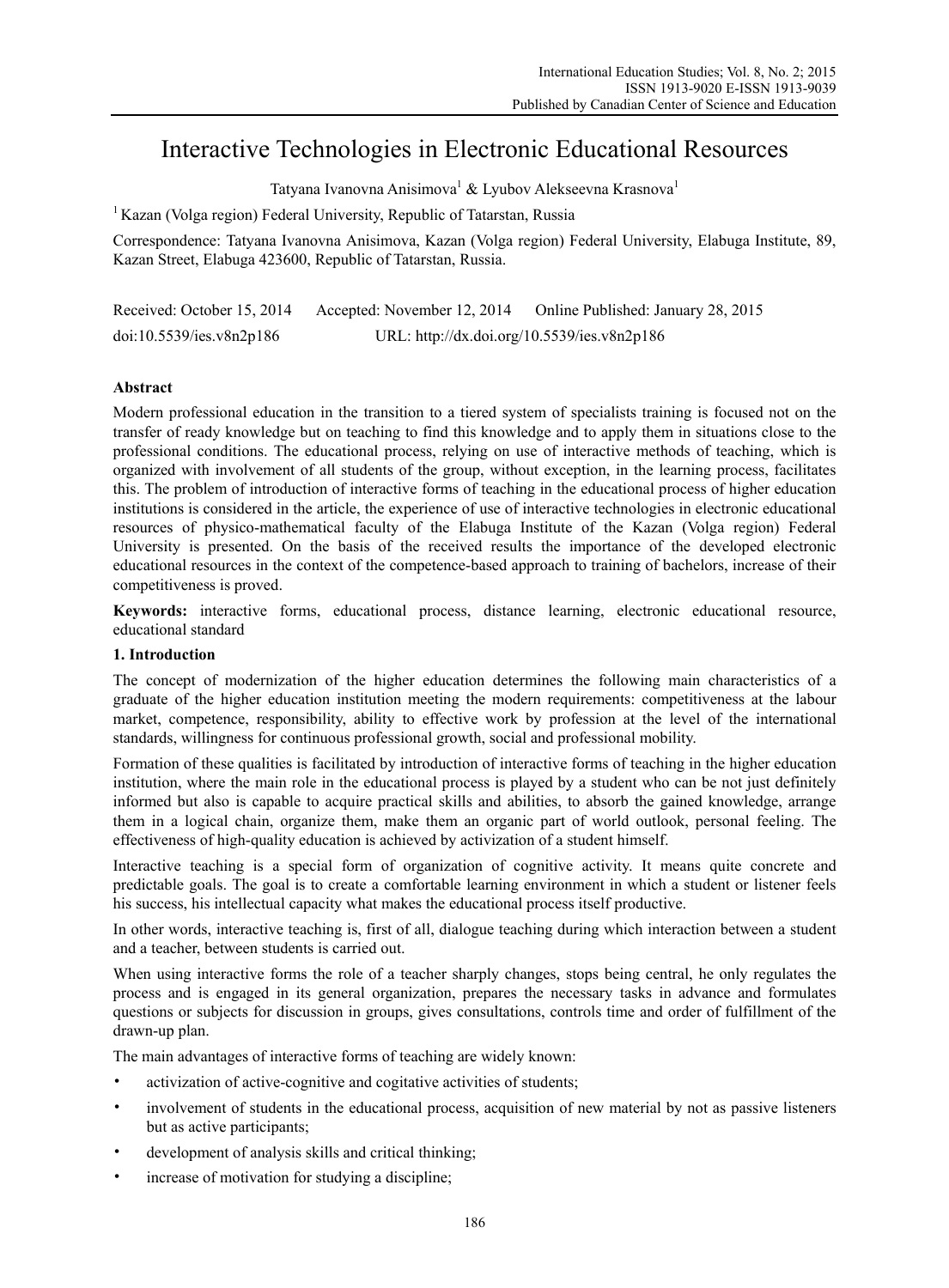# Interactive Technologies in Electronic Educational Resources

Tatyana Ivanovna Anisimova[1] & Lyubov Alekseevna Krasnova[1]

[1] Kazan (Volga region) Federal University, Republic of Tatarstan, Russia

Correspondence: Tatyana Ivanovna Anisimova, Kazan (Volga region) Federal University, Elabuga Institute, 89, Kazan Street, Elabuga 423600, Republic of Tatarstan, Russia.

Received: October 15, 2014 Accepted: November 12, 2014 Online Published: January 28, 2015

doi:10.5539/ies.v8n2p186 URL: http://dx.doi.org/10.5539/ies.v8n2p186

## Abstract

Modern professional education in the transition to a tiered system of specialists training is focused not on the transfer of ready knowledge but on teaching to find this knowledge and to apply them in situations close to the professional conditions. The educational process, relying on use of interactive methods of teaching, which is organized with involvement of all students of the group, without exception, in the learning process, facilitates this. The problem of introduction of interactive forms of teaching in the educational process of higher education institutions is considered in the article, the experience of use of interactive technologies in electronic educational resources of physico-mathematical faculty of the Elabuga Institute of the Kazan (Volga region) Federal University is presented. On the basis of the received results the importance of the developed electronic educational resources in the context of the competence-based approach to training of bachelors, increase of their competitiveness is proved.

**Keywords:** interactive forms, educational process, distance learning, electronic educational resource, educational standard

## 1. Introduction

The concept of modernization of the higher education determines the following main characteristics of a graduate of the higher education institution meeting the modern requirements: competitiveness at the labour market, competence, responsibility, ability to effective work by profession at the level of the international standards, willingness for continuous professional growth, social and professional mobility.

Formation of these qualities is facilitated by introduction of interactive forms of teaching in the higher education institution, where the main role in the educational process is played by a student who can be not just definitely informed but also is capable to acquire practical skills and abilities, to absorb the gained knowledge, arrange them in a logical chain, organize them, make them an organic part of world outlook, personal feeling. The effectiveness of high-quality education is achieved by activization of a student himself.

Interactive teaching is a special form of organization of cognitive activity. It means quite concrete and predictable goals. The goal is to create a comfortable learning environment in which a student or listener feels his success, his intellectual capacity what makes the educational process itself productive.

In other words, interactive teaching is, first of all, dialogue teaching during which interaction between a student and a teacher, between students is carried out.

When using interactive forms the role of a teacher sharply changes, stops being central, he only regulates the process and is engaged in its general organization, prepares the necessary tasks in advance and formulates questions or subjects for discussion in groups, gives consultations, controls time and order of fulfillment of the drawn-up plan.

The main advantages of interactive forms of teaching are widely known:

- activization of active-cognitive and cogitative activities of students;
- involvement of students in the educational process, acquisition of new material by not as passive listeners but as active participants;
- development of analysis skills and critical thinking;
- increase of motivation for studying a discipline;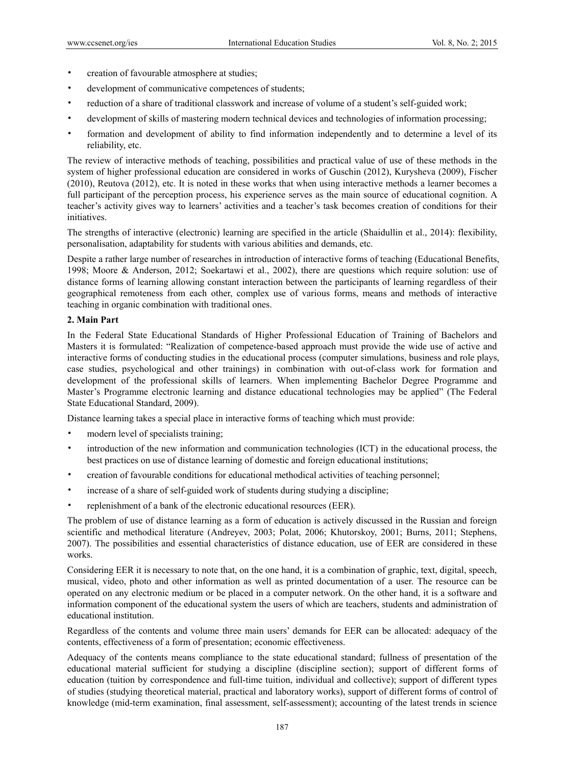- creation of favourable atmosphere at studies;
- development of communicative competences of students;
- reduction of a share of traditional classwork and increase of volume of a student's self-guided work;
- development of skills of mastering modern technical devices and technologies of information processing;
- formation and development of ability to find information independently and to determine a level of its reliability, etc.

The review of interactive methods of teaching, possibilities and practical value of use of these methods in the system of higher professional education are considered in works of Guschin (2012), Kurysheva (2009), Fischer (2010), Reutova (2012), etc. It is noted in these works that when using interactive methods a learner becomes a full participant of the perception process, his experience serves as the main source of educational cognition. A teacher's activity gives way to learners' activities and a teacher's task becomes creation of conditions for their initiatives.

The strengths of interactive (electronic) learning are specified in the article (Shaidullin et al., 2014): flexibility, personalisation, adaptability for students with various abilities and demands, etc.

Despite a rather large number of researches in introduction of interactive forms of teaching (Educational Benefits, 1998; Moore & Anderson, 2012; Soekartawi et al., 2002), there are questions which require solution: use of distance forms of learning allowing constant interaction between the participants of learning regardless of their geographical remoteness from each other, complex use of various forms, means and methods of interactive teaching in organic combination with traditional ones.

## 2. Main Part

In the Federal State Educational Standards of Higher Professional Education of Training of Bachelors and Masters it is formulated: "Realization of competence-based approach must provide the wide use of active and interactive forms of conducting studies in the educational process (computer simulations, business and role plays, case studies, psychological and other trainings) in combination with out-of-class work for formation and development of the professional skills of learners. When implementing Bachelor Degree Programme and Master's Programme electronic learning and distance educational technologies may be applied" (The Federal State Educational Standard, 2009).

Distance learning takes a special place in interactive forms of teaching which must provide:

- modern level of specialists training;
- introduction of the new information and communication technologies (ICT) in the educational process, the best practices on use of distance learning of domestic and foreign educational institutions;
- creation of favourable conditions for educational methodical activities of teaching personnel;
- increase of a share of self-guided work of students during studying a discipline;
- replenishment of a bank of the electronic educational resources (EER).

The problem of use of distance learning as a form of education is actively discussed in the Russian and foreign scientific and methodical literature (Andreyev, 2003; Polat, 2006; Khutorskoy, 2001; Burns, 2011; Stephens, 2007). The possibilities and essential characteristics of distance education, use of EER are considered in these works.

Considering EER it is necessary to note that, on the one hand, it is a combination of graphic, text, digital, speech, musical, video, photo and other information as well as printed documentation of a user. The resource can be operated on any electronic medium or be placed in a computer network. On the other hand, it is a software and information component of the educational system the users of which are teachers, students and administration of educational institution.

Regardless of the contents and volume three main users' demands for EER can be allocated: adequacy of the contents, effectiveness of a form of presentation; economic effectiveness.

Adequacy of the contents means compliance to the state educational standard; fullness of presentation of the educational material sufficient for studying a discipline (discipline section); support of different forms of education (tuition by correspondence and full-time tuition, individual and collective); support of different types of studies (studying theoretical material, practical and laboratory works), support of different forms of control of knowledge (mid-term examination, final assessment, self-assessment); accounting of the latest trends in science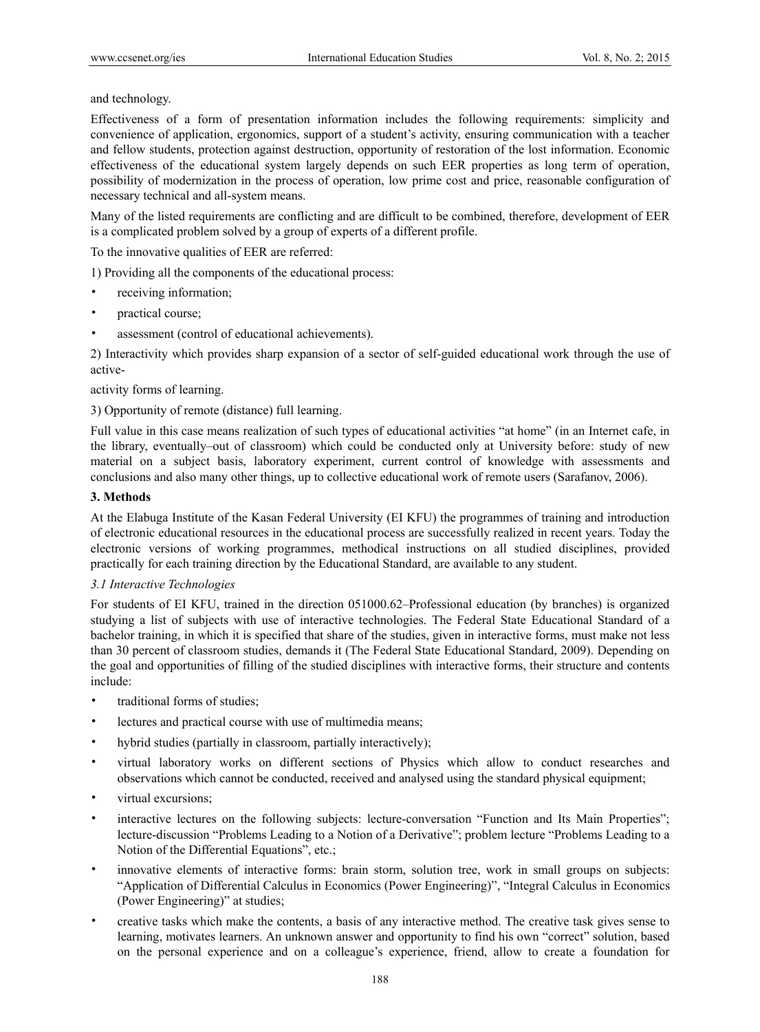and technology.

Effectiveness of a form of presentation information includes the following requirements: simplicity and convenience of application, ergonomics, support of a student's activity, ensuring communication with a teacher and fellow students, protection against destruction, opportunity of restoration of the lost information. Economic effectiveness of the educational system largely depends on such EER properties as long term of operation, possibility of modernization in the process of operation, low prime cost and price, reasonable configuration of necessary technical and all-system means.

Many of the listed requirements are conflicting and are difficult to be combined, therefore, development of EER is a complicated problem solved by a group of experts of a different profile.

To the innovative qualities of EER are referred:

1) Providing all the components of the educational process:

- receiving information;
- practical course;
- assessment (control of educational achievements).

2) Interactivity which provides sharp expansion of a sector of self-guided educational work through the use of active-

activity forms of learning.

3) Opportunity of remote (distance) full learning.

Full value in this case means realization of such types of educational activities "at home" (in an Internet cafe, in the library, eventually–out of classroom) which could be conducted only at University before: study of new material on a subject basis, laboratory experiment, current control of knowledge with assessments and conclusions and also many other things, up to collective educational work of remote users (Sarafanov, 2006).

## 3. Methods

At the Elabuga Institute of the Kasan Federal University (EI KFU) the programmes of training and introduction of electronic educational resources in the educational process are successfully realized in recent years. Today the electronic versions of working programmes, methodical instructions on all studied disciplines, provided practically for each training direction by the Educational Standard, are available to any student.

### *3.1 Interactive Technologies*

For students of EI KFU, trained in the direction 051000.62–Professional education (by branches) is organized studying a list of subjects with use of interactive technologies. The Federal State Educational Standard of a bachelor training, in which it is specified that share of the studies, given in interactive forms, must make not less than 30 percent of classroom studies, demands it (The Federal State Educational Standard, 2009). Depending on the goal and opportunities of filling of the studied disciplines with interactive forms, their structure and contents include:

- traditional forms of studies;
- lectures and practical course with use of multimedia means;
- hybrid studies (partially in classroom, partially interactively);
- virtual laboratory works on different sections of Physics which allow to conduct researches and observations which cannot be conducted, received and analysed using the standard physical equipment;
- virtual excursions;
- interactive lectures on the following subjects: lecture-conversation "Function and Its Main Properties"; lecture-discussion "Problems Leading to a Notion of a Derivative"; problem lecture "Problems Leading to a Notion of the Differential Equations", etc.;
- innovative elements of interactive forms: brain storm, solution tree, work in small groups on subjects: "Application of Differential Calculus in Economics (Power Engineering)", "Integral Calculus in Economics (Power Engineering)" at studies;
- creative tasks which make the contents, a basis of any interactive method. The creative task gives sense to learning, motivates learners. An unknown answer and opportunity to find his own "correct" solution, based on the personal experience and on a colleague's experience, friend, allow to create a foundation for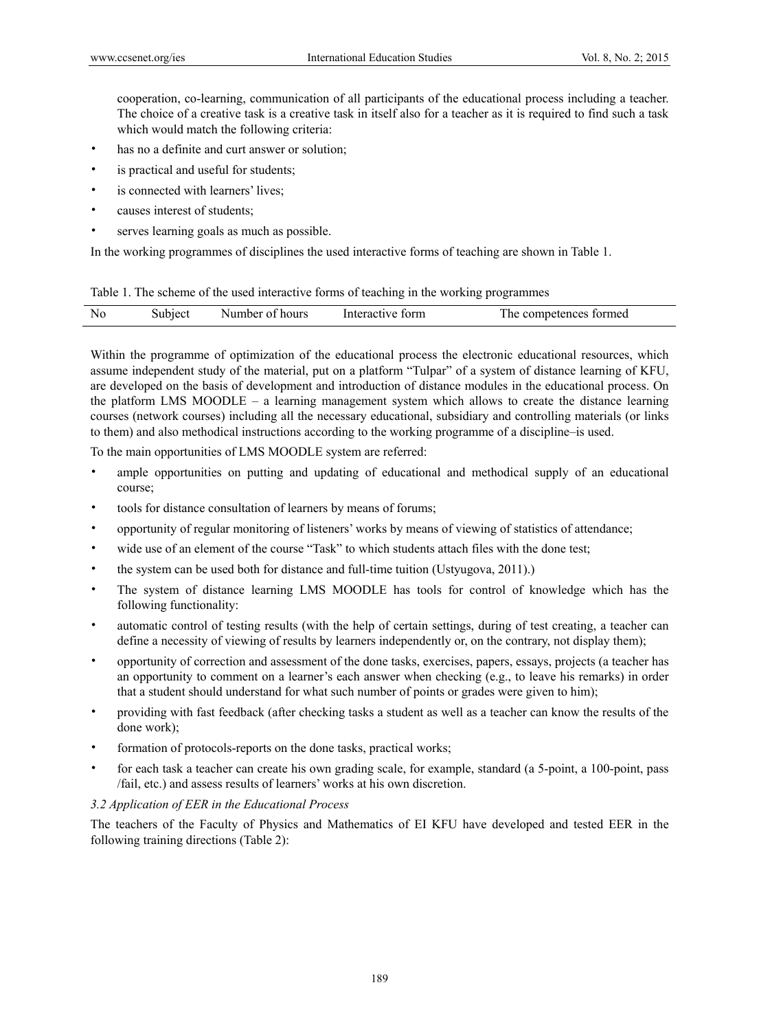cooperation, co-learning, communication of all participants of the educational process including a teacher. The choice of a creative task is a creative task in itself also for a teacher as it is required to find such a task which would match the following criteria:

- has no a definite and curt answer or solution;
- is practical and useful for students;
- is connected with learners' lives;
- causes interest of students;
- serves learning goals as much as possible.

In the working programmes of disciplines the used interactive forms of teaching are shown in Table 1.

Table 1. The scheme of the used interactive forms of teaching in the working programmes

| No | Subject | Number of hours | Interactive form | The competences formed |
|---|---|---|---|---|

Within the programme of optimization of the educational process the electronic educational resources, which assume independent study of the material, put on a platform "Tulpar" of a system of distance learning of KFU, are developed on the basis of development and introduction of distance modules in the educational process. On the platform LMS MOODLE – a learning management system which allows to create the distance learning courses (network courses) including all the necessary educational, subsidiary and controlling materials (or links to them) and also methodical instructions according to the working programme of a discipline–is used.

To the main opportunities of LMS MOODLE system are referred:

- ample opportunities on putting and updating of educational and methodical supply of an educational course;
- tools for distance consultation of learners by means of forums;
- opportunity of regular monitoring of listeners' works by means of viewing of statistics of attendance;
- wide use of an element of the course "Task" to which students attach files with the done test;
- the system can be used both for distance and full-time tuition (Ustyugova, 2011).)
- The system of distance learning LMS MOODLE has tools for control of knowledge which has the following functionality:
- automatic control of testing results (with the help of certain settings, during of test creating, a teacher can define a necessity of viewing of results by learners independently or, on the contrary, not display them);
- opportunity of correction and assessment of the done tasks, exercises, papers, essays, projects (a teacher has an opportunity to comment on a learner's each answer when checking (e.g., to leave his remarks) in order that a student should understand for what such number of points or grades were given to him);
- providing with fast feedback (after checking tasks a student as well as a teacher can know the results of the done work);
- formation of protocols-reports on the done tasks, practical works;
- for each task a teacher can create his own grading scale, for example, standard (a 5-point, a 100-point, pass /fail, etc.) and assess results of learners' works at his own discretion.

### *3.2 Application of EER in the Educational Process*

The teachers of the Faculty of Physics and Mathematics of EI KFU have developed and tested EER in the following training directions (Table 2):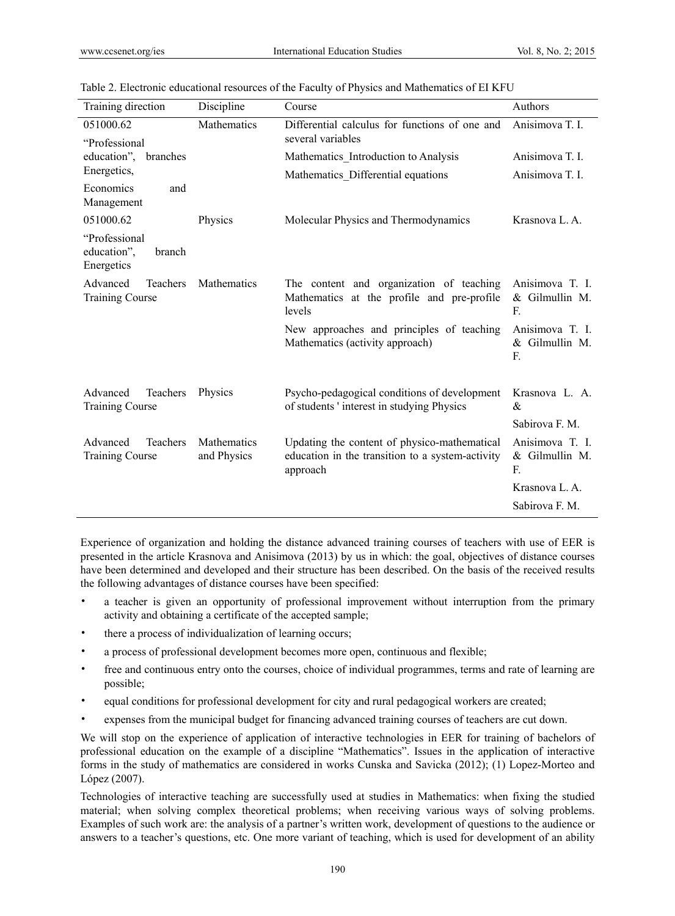Table 2. Electronic educational resources of the Faculty of Physics and Mathematics of EI KFU

| Training direction | Discipline | Course | Authors |
|---|---|---|---|
| 051000.62 "Professional education", branches Energetics, Economics and Management | Mathematics | Differential calculus for functions of one and several variables | Anisimova T. I. |
| | | Mathematics_Introduction to Analysis | Anisimova T. I. |
| | | Mathematics_Differential equations | Anisimova T. I. |
| 051000.62 "Professional education", branch Energetics | Physics | Molecular Physics and Thermodynamics | Krasnova L. A. |
| Advanced Teachers Training Course | Mathematics | The content and organization of teaching Mathematics at the profile and pre-profile levels | Anisimova T. I. & Gilmullin M. F. |
| | | New approaches and principles of teaching Mathematics (activity approach) | Anisimova T. I. & Gilmullin M. F. |
| Advanced Teachers Training Course | Physics | Psycho-pedagogical conditions of development of students ' interest in studying Physics | Krasnova L. A. & Sabirova F. M. |
| Advanced Teachers Training Course | Mathematics and Physics | Updating the content of physico-mathematical education in the transition to a system-activity approach | Anisimova T. I. & Gilmullin M. F. Krasnova L. A. Sabirova F. M. |

Experience of organization and holding the distance advanced training courses of teachers with use of EER is presented in the article Krasnova and Anisimova (2013) by us in which: the goal, objectives of distance courses have been determined and developed and their structure has been described. On the basis of the received results the following advantages of distance courses have been specified:

- a teacher is given an opportunity of professional improvement without interruption from the primary activity and obtaining a certificate of the accepted sample;
- there a process of individualization of learning occurs;
- a process of professional development becomes more open, continuous and flexible;
- free and continuous entry onto the courses, choice of individual programmes, terms and rate of learning are possible;
- equal conditions for professional development for city and rural pedagogical workers are created;
- expenses from the municipal budget for financing advanced training courses of teachers are cut down.

We will stop on the experience of application of interactive technologies in EER for training of bachelors of professional education on the example of a discipline "Mathematics". Issues in the application of interactive forms in the study of mathematics are considered in works Cunska and Savicka (2012); (1) Lopez-Morteo and López (2007).

Technologies of interactive teaching are successfully used at studies in Mathematics: when fixing the studied material; when solving complex theoretical problems; when receiving various ways of solving problems. Examples of such work are: the analysis of a partner's written work, development of questions to the audience or answers to a teacher's questions, etc. One more variant of teaching, which is used for development of an ability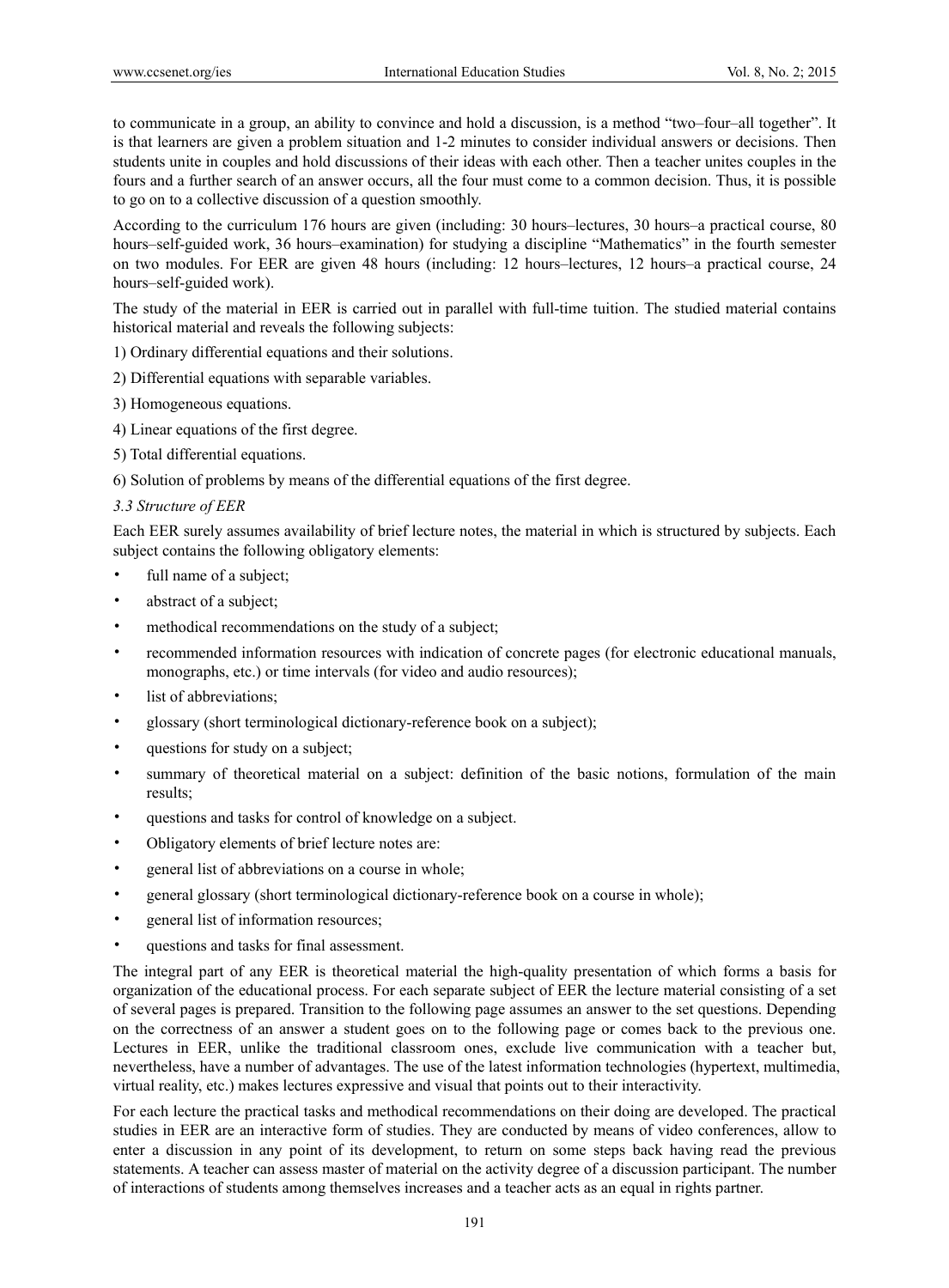to communicate in a group, an ability to convince and hold a discussion, is a method "two–four–all together". It is that learners are given a problem situation and 1-2 minutes to consider individual answers or decisions. Then students unite in couples and hold discussions of their ideas with each other. Then a teacher unites couples in the fours and a further search of an answer occurs, all the four must come to a common decision. Thus, it is possible to go on to a collective discussion of a question smoothly.

According to the curriculum 176 hours are given (including: 30 hours–lectures, 30 hours–a practical course, 80 hours–self-guided work, 36 hours–examination) for studying a discipline "Mathematics" in the fourth semester on two modules. For EER are given 48 hours (including: 12 hours–lectures, 12 hours–a practical course, 24 hours–self-guided work).

The study of the material in EER is carried out in parallel with full-time tuition. The studied material contains historical material and reveals the following subjects:

1) Ordinary differential equations and their solutions.

2) Differential equations with separable variables.

3) Homogeneous equations.

4) Linear equations of the first degree.

5) Total differential equations.

6) Solution of problems by means of the differential equations of the first degree.

### *3.3 Structure of EER*

Each EER surely assumes availability of brief lecture notes, the material in which is structured by subjects. Each subject contains the following obligatory elements:

- full name of a subject;
- abstract of a subject;
- methodical recommendations on the study of a subject;
- recommended information resources with indication of concrete pages (for electronic educational manuals, monographs, etc.) or time intervals (for video and audio resources);
- list of abbreviations;
- glossary (short terminological dictionary-reference book on a subject);
- questions for study on a subject;
- summary of theoretical material on a subject: definition of the basic notions, formulation of the main results;
- questions and tasks for control of knowledge on a subject.
- Obligatory elements of brief lecture notes are:
- general list of abbreviations on a course in whole;
- general glossary (short terminological dictionary-reference book on a course in whole);
- general list of information resources;
- questions and tasks for final assessment.

The integral part of any EER is theoretical material the high-quality presentation of which forms a basis for organization of the educational process. For each separate subject of EER the lecture material consisting of a set of several pages is prepared. Transition to the following page assumes an answer to the set questions. Depending on the correctness of an answer a student goes on to the following page or comes back to the previous one. Lectures in EER, unlike the traditional classroom ones, exclude live communication with a teacher but, nevertheless, have a number of advantages. The use of the latest information technologies (hypertext, multimedia, virtual reality, etc.) makes lectures expressive and visual that points out to their interactivity.

For each lecture the practical tasks and methodical recommendations on their doing are developed. The practical studies in EER are an interactive form of studies. They are conducted by means of video conferences, allow to enter a discussion in any point of its development, to return on some steps back having read the previous statements. A teacher can assess master of material on the activity degree of a discussion participant. The number of interactions of students among themselves increases and a teacher acts as an equal in rights partner.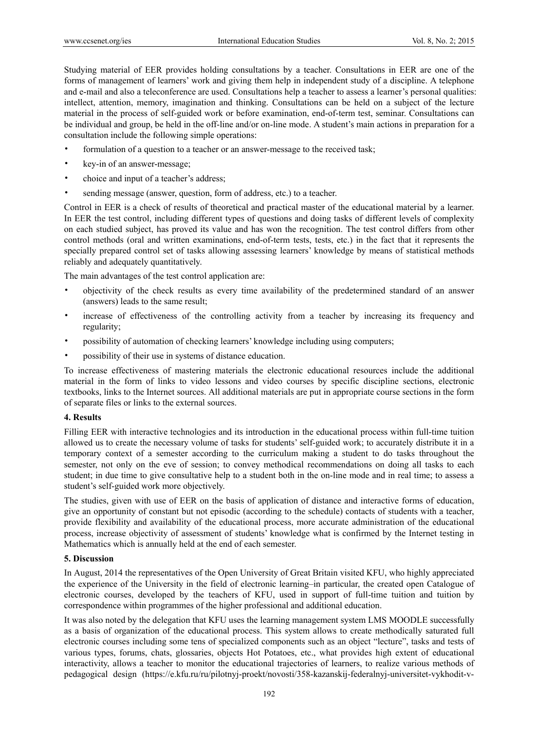Studying material of EER provides holding consultations by a teacher. Consultations in EER are one of the forms of management of learners' work and giving them help in independent study of a discipline. A telephone and e-mail and also a teleconference are used. Consultations help a teacher to assess a learner's personal qualities: intellect, attention, memory, imagination and thinking. Consultations can be held on a subject of the lecture material in the process of self-guided work or before examination, end-of-term test, seminar. Consultations can be individual and group, be held in the off-line and/or on-line mode. A student's main actions in preparation for a consultation include the following simple operations:

- formulation of a question to a teacher or an answer-message to the received task;
- key-in of an answer-message;
- choice and input of a teacher's address;
- sending message (answer, question, form of address, etc.) to a teacher.

Control in EER is a check of results of theoretical and practical master of the educational material by a learner. In EER the test control, including different types of questions and doing tasks of different levels of complexity on each studied subject, has proved its value and has won the recognition. The test control differs from other control methods (oral and written examinations, end-of-term tests, tests, etc.) in the fact that it represents the specially prepared control set of tasks allowing assessing learners' knowledge by means of statistical methods reliably and adequately quantitatively.

The main advantages of the test control application are:

- objectivity of the check results as every time availability of the predetermined standard of an answer (answers) leads to the same result;
- increase of effectiveness of the controlling activity from a teacher by increasing its frequency and regularity;
- possibility of automation of checking learners' knowledge including using computers;
- possibility of their use in systems of distance education.

To increase effectiveness of mastering materials the electronic educational resources include the additional material in the form of links to video lessons and video courses by specific discipline sections, electronic textbooks, links to the Internet sources. All additional materials are put in appropriate course sections in the form of separate files or links to the external sources.

## 4. Results

Filling EER with interactive technologies and its introduction in the educational process within full-time tuition allowed us to create the necessary volume of tasks for students' self-guided work; to accurately distribute it in a temporary context of a semester according to the curriculum making a student to do tasks throughout the semester, not only on the eve of session; to convey methodical recommendations on doing all tasks to each student; in due time to give consultative help to a student both in the on-line mode and in real time; to assess a student's self-guided work more objectively.

The studies, given with use of EER on the basis of application of distance and interactive forms of education, give an opportunity of constant but not episodic (according to the schedule) contacts of students with a teacher, provide flexibility and availability of the educational process, more accurate administration of the educational process, increase objectivity of assessment of students' knowledge what is confirmed by the Internet testing in Mathematics which is annually held at the end of each semester.

## 5. Discussion

In August, 2014 the representatives of the Open University of Great Britain visited KFU, who highly appreciated the experience of the University in the field of electronic learning–in particular, the created open Catalogue of electronic courses, developed by the teachers of KFU, used in support of full-time tuition and tuition by correspondence within programmes of the higher professional and additional education.

It was also noted by the delegation that KFU uses the learning management system LMS MOODLE successfully as a basis of organization of the educational process. This system allows to create methodically saturated full electronic courses including some tens of specialized components such as an object "lecture", tasks and tests of various types, forums, chats, glossaries, objects Hot Potatoes, etc., what provides high extent of educational interactivity, allows a teacher to monitor the educational trajectories of learners, to realize various methods of pedagogical design (https://e.kfu.ru/ru/pilotnyj-proekt/novosti/358-kazanskij-federalnyj-universitet-vykhodit-v-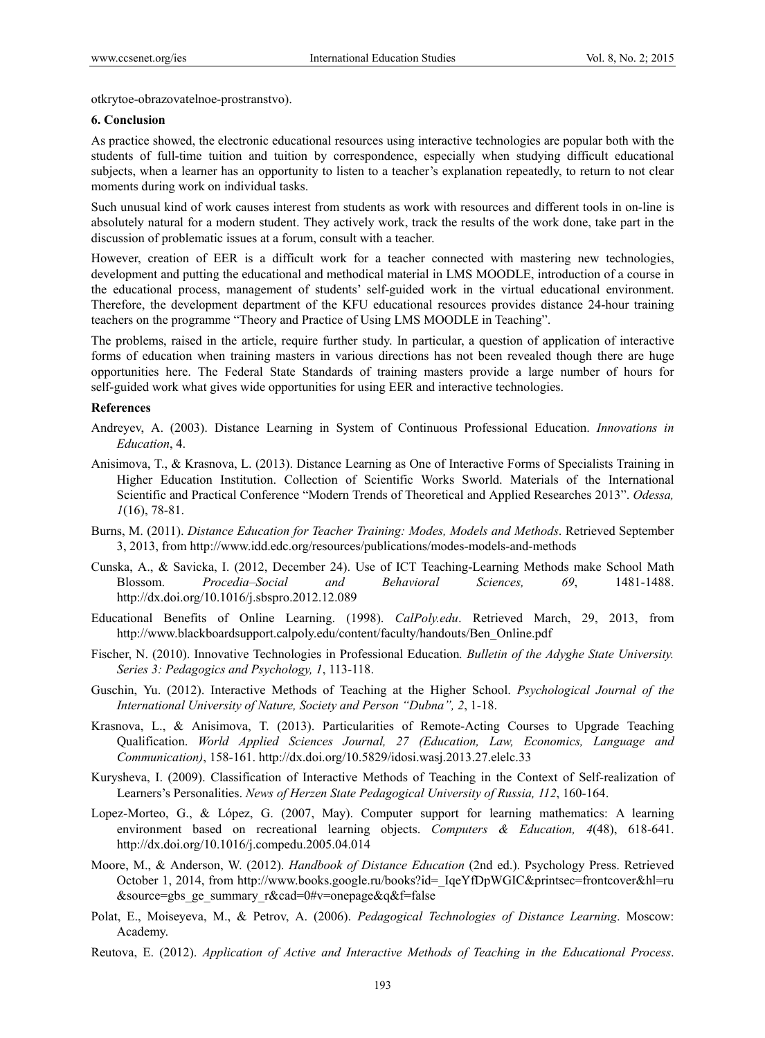otkrytoe-obrazovatelnoe-prostranstvo).

## 6. Conclusion

As practice showed, the electronic educational resources using interactive technologies are popular both with the students of full-time tuition and tuition by correspondence, especially when studying difficult educational subjects, when a learner has an opportunity to listen to a teacher's explanation repeatedly, to return to not clear moments during work on individual tasks.

Such unusual kind of work causes interest from students as work with resources and different tools in on-line is absolutely natural for a modern student. They actively work, track the results of the work done, take part in the discussion of problematic issues at a forum, consult with a teacher.

However, creation of EER is a difficult work for a teacher connected with mastering new technologies, development and putting the educational and methodical material in LMS MOODLE, introduction of a course in the educational process, management of students' self-guided work in the virtual educational environment. Therefore, the development department of the KFU educational resources provides distance 24-hour training teachers on the programme "Theory and Practice of Using LMS MOODLE in Teaching".

The problems, raised in the article, require further study. In particular, a question of application of interactive forms of education when training masters in various directions has not been revealed though there are huge opportunities here. The Federal State Standards of training masters provide a large number of hours for self-guided work what gives wide opportunities for using EER and interactive technologies.

## References

Andreyev, A. (2003). Distance Learning in System of Continuous Professional Education. *Innovations in Education*, 4.

Anisimova, T., & Krasnova, L. (2013). Distance Learning as One of Interactive Forms of Specialists Training in Higher Education Institution. Collection of Scientific Works Sworld. Materials of the International Scientific and Practical Conference "Modern Trends of Theoretical and Applied Researches 2013". *Odessa, 1*(16), 78-81.

Burns, M. (2011). *Distance Education for Teacher Training: Modes, Models and Methods*. Retrieved September 3, 2013, from http://www.idd.edc.org/resources/publications/modes-models-and-methods

Cunska, A., & Savicka, I. (2012, December 24). Use of ICT Teaching-Learning Methods make School Math Blossom. *Procedia–Social and Behavioral Sciences, 69*, 1481-1488. http://dx.doi.org/10.1016/j.sbspro.2012.12.089

Educational Benefits of Online Learning. (1998). *CalPoly.edu*. Retrieved March, 29, 2013, from http://www.blackboardsupport.calpoly.edu/content/faculty/handouts/Ben_Online.pdf

Fischer, N. (2010). Innovative Technologies in Professional Education*. Bulletin of the Adyghe State University. Series 3: Pedagogics and Psychology, 1*, 113-118.

Guschin, Yu. (2012). Interactive Methods of Teaching at the Higher School. *Psychological Journal of the International University of Nature, Society and Person "Dubna", 2*, 1-18.

Krasnova, L., & Anisimova, T. (2013). Particularities of Remote-Acting Courses to Upgrade Teaching Qualification. *World Applied Sciences Journal, 27 (Education, Law, Economics, Language and Communication)*, 158-161. http://dx.doi.org/10.5829/idosi.wasj.2013.27.elelc.33

Kurysheva, I. (2009). Classification of Interactive Methods of Teaching in the Context of Self-realization of Learners's Personalities. *News of Herzen State Pedagogical University of Russia, 112*, 160-164.

Lopez-Morteo, G., & López, G. (2007, May). Computer support for learning mathematics: A learning environment based on recreational learning objects. *Computers & Education, 4*(48), 618-641. http://dx.doi.org/10.1016/j.compedu.2005.04.014

Moore, M., & Anderson, W. (2012). *Handbook of Distance Education* (2nd ed.). Psychology Press. Retrieved October 1, 2014, from http://www.books.google.ru/books?id=_IqeYfDpWGIC&printsec=frontcover&hl=ru&source=gbs_ge_summary_r&cad=0#v=onepage&q&f=false

Polat, E., Moiseyeva, M., & Petrov, A. (2006). *Pedagogical Technologies of Distance Learning*. Moscow: Academy.

Reutova, E. (2012). *Application of Active and Interactive Methods of Teaching in the Educational Process*.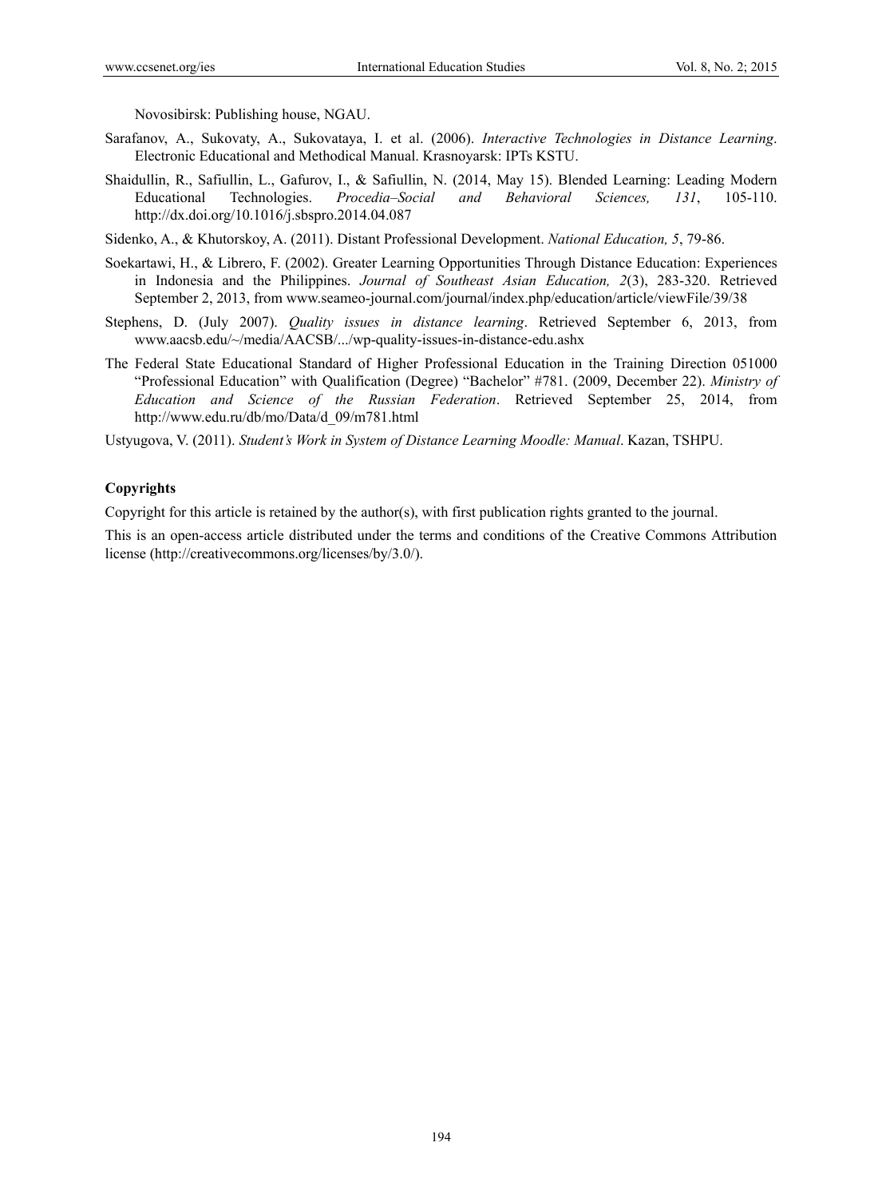Novosibirsk: Publishing house, NGAU.

Sarafanov, A., Sukovaty, A., Sukovataya, I. et al. (2006). *Interactive Technologies in Distance Learning*. Electronic Educational and Methodical Manual. Krasnoyarsk: IPTs KSTU.

Shaidullin, R., Safiullin, L., Gafurov, I., & Safiullin, N. (2014, May 15). Blended Learning: Leading Modern Educational Technologies. *Procedia–Social and Behavioral Sciences, 131*, 105-110. http://dx.doi.org/10.1016/j.sbspro.2014.04.087

Sidenko, A., & Khutorskoy, A. (2011). Distant Professional Development. *National Education, 5*, 79-86.

Soekartawi, H., & Librero, F. (2002). Greater Learning Opportunities Through Distance Education: Experiences in Indonesia and the Philippines. *Journal of Southeast Asian Education, 2*(3), 283-320. Retrieved September 2, 2013, from www.seameo-journal.com/journal/index.php/education/article/viewFile/39/38

Stephens, D. (July 2007). *Quality issues in distance learning*. Retrieved September 6, 2013, from www.aacsb.edu/~/media/AACSB/.../wp-quality-issues-in-distance-edu.ashx

The Federal State Educational Standard of Higher Professional Education in the Training Direction 051000 "Professional Education" with Qualification (Degree) "Bachelor" #781. (2009, December 22). *Ministry of Education and Science of the Russian Federation*. Retrieved September 25, 2014, from http://www.edu.ru/db/mo/Data/d_09/m781.html

Ustyugova, V. (2011). *Student's Work in System of Distance Learning Moodle: Manual*. Kazan, TSHPU.

**Copyrights**

Copyright for this article is retained by the author(s), with first publication rights granted to the journal.

This is an open-access article distributed under the terms and conditions of the Creative Commons Attribution license (http://creativecommons.org/licenses/by/3.0/).